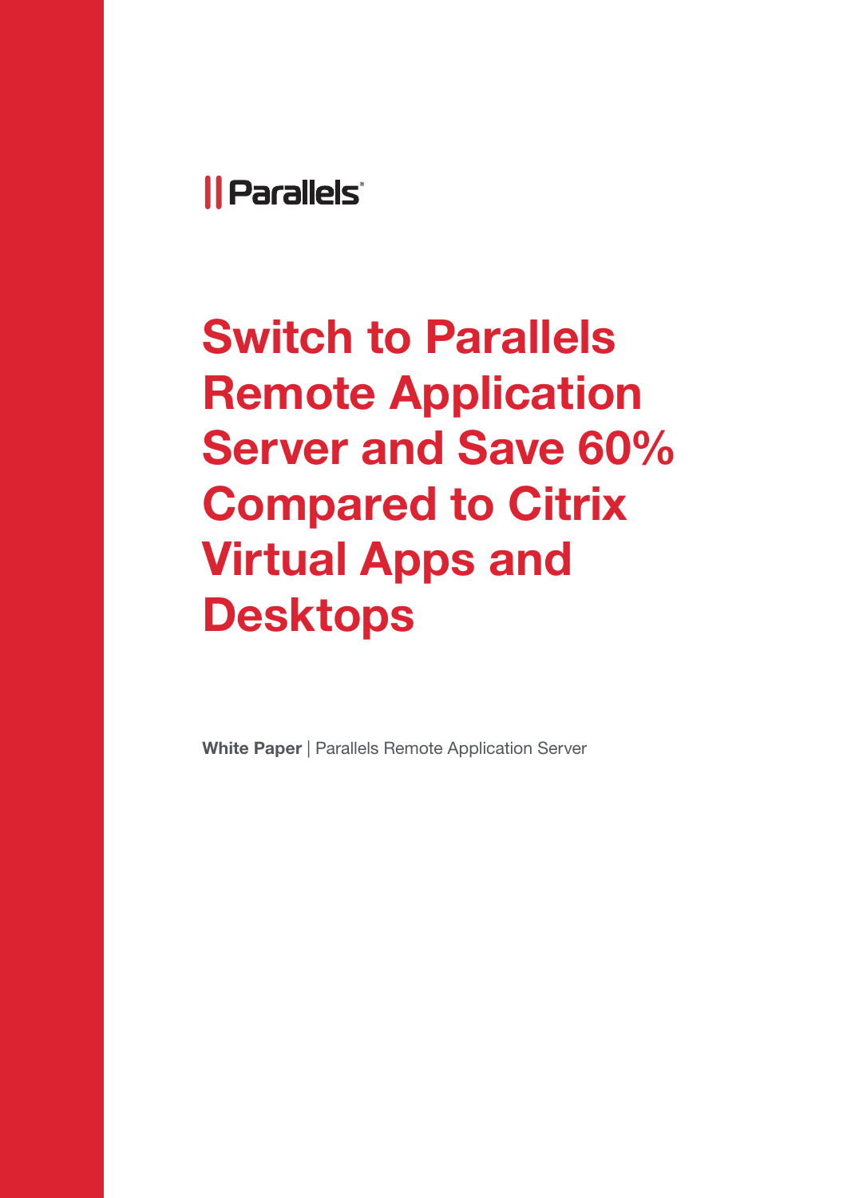Parallels

# Switch to Parallels Remote Application Server and Save 60% Compared to Citrix Virtual Apps and Desktops

**White Paper** | Parallels Remote Application Server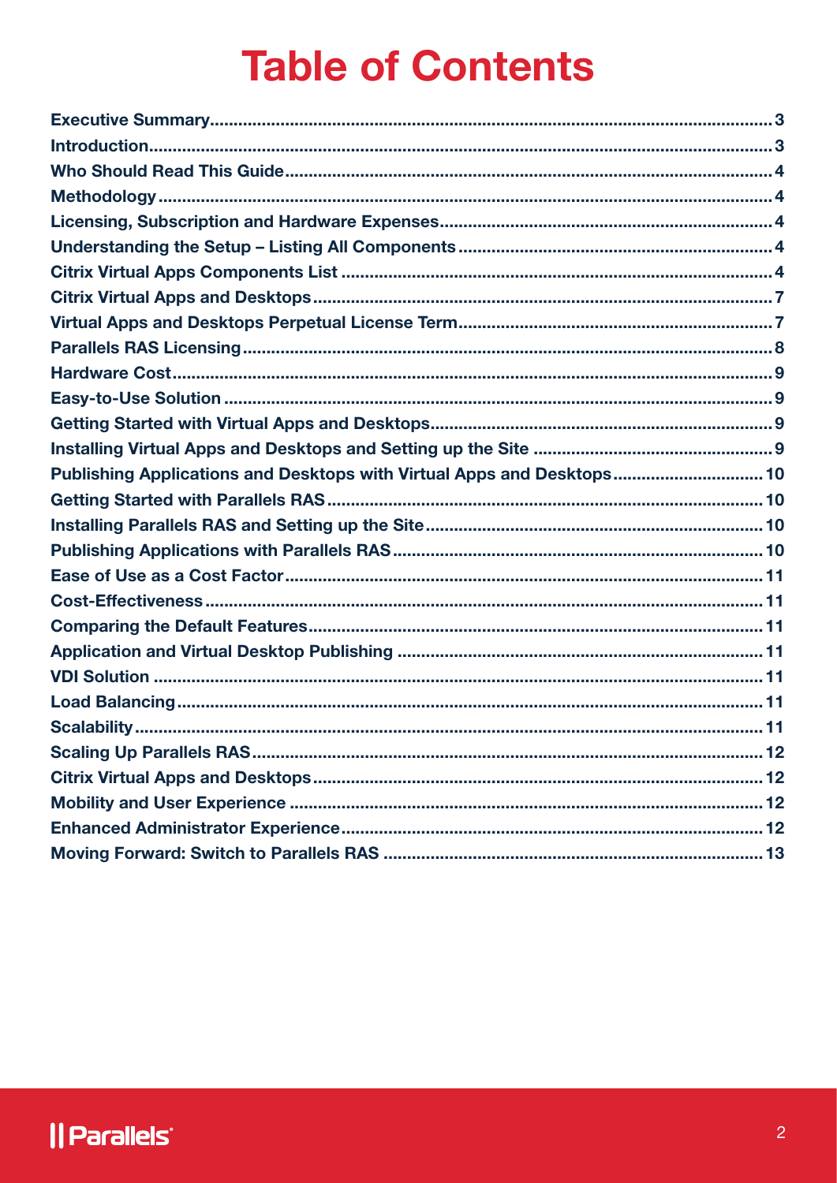# Table of Contents

- Executive Summary .......... 3
- Introduction .......... 3
- Who Should Read This Guide .......... 4
- Methodology .......... 4
- Licensing, Subscription and Hardware Expenses .......... 4
- Understanding the Setup – Listing All Components .......... 4
- Citrix Virtual Apps Components List .......... 4
- Citrix Virtual Apps and Desktops .......... 7
- Virtual Apps and Desktops Perpetual License Term .......... 7
- Parallels RAS Licensing .......... 8
- Hardware Cost .......... 9
- Easy-to-Use Solution .......... 9
- Getting Started with Virtual Apps and Desktops .......... 9
- Installing Virtual Apps and Desktops and Setting up the Site .......... 9
- Publishing Applications and Desktops with Virtual Apps and Desktops .......... 10
- Getting Started with Parallels RAS .......... 10
- Installing Parallels RAS and Setting up the Site .......... 10
- Publishing Applications with Parallels RAS .......... 10
- Ease of Use as a Cost Factor .......... 11
- Cost-Effectiveness .......... 11
- Comparing the Default Features .......... 11
- Application and Virtual Desktop Publishing .......... 11
- VDI Solution .......... 11
- Load Balancing .......... 11
- Scalability .......... 11
- Scaling Up Parallels RAS .......... 12
- Citrix Virtual Apps and Desktops .......... 12
- Mobility and User Experience .......... 12
- Enhanced Administrator Experience .......... 12
- Moving Forward: Switch to Parallels RAS .......... 13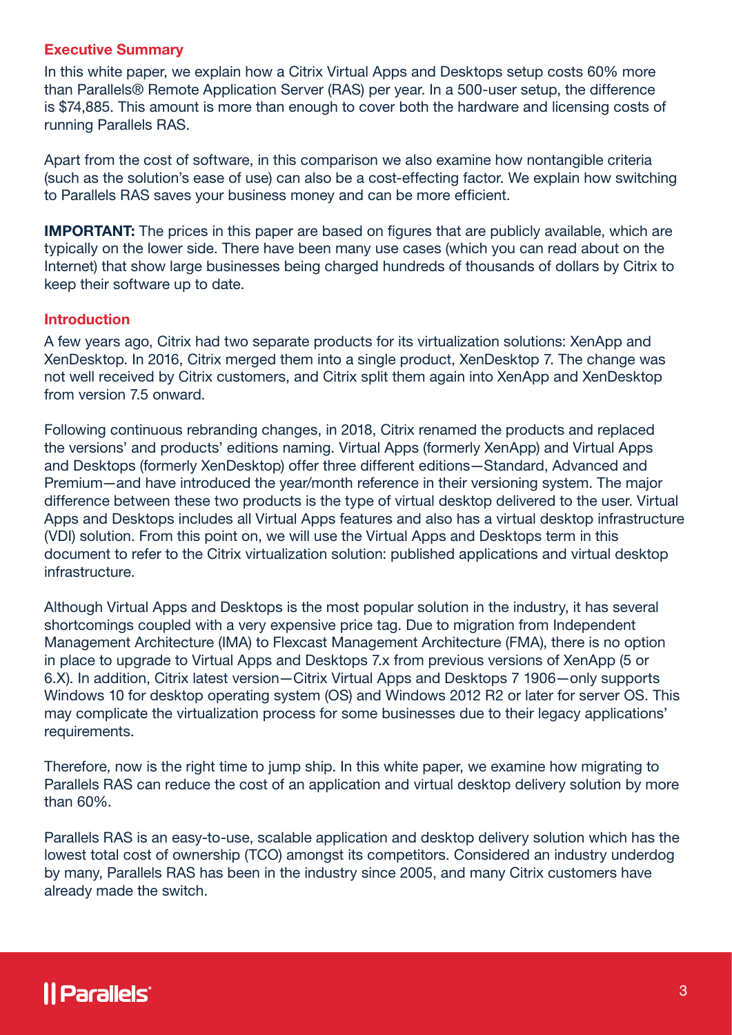## Executive Summary

In this white paper, we explain how a Citrix Virtual Apps and Desktops setup costs 60% more than Parallels® Remote Application Server (RAS) per year. In a 500-user setup, the difference is $74,885. This amount is more than enough to cover both the hardware and licensing costs of running Parallels RAS.

Apart from the cost of software, in this comparison we also examine how nontangible criteria (such as the solution's ease of use) can also be a cost-effecting factor. We explain how switching to Parallels RAS saves your business money and can be more efficient.

**IMPORTANT:** The prices in this paper are based on figures that are publicly available, which are typically on the lower side. There have been many use cases (which you can read about on the Internet) that show large businesses being charged hundreds of thousands of dollars by Citrix to keep their software up to date.

## Introduction

A few years ago, Citrix had two separate products for its virtualization solutions: XenApp and XenDesktop. In 2016, Citrix merged them into a single product, XenDesktop 7. The change was not well received by Citrix customers, and Citrix split them again into XenApp and XenDesktop from version 7.5 onward.

Following continuous rebranding changes, in 2018, Citrix renamed the products and replaced the versions' and products' editions naming. Virtual Apps (formerly XenApp) and Virtual Apps and Desktops (formerly XenDesktop) offer three different editions—Standard, Advanced and Premium—and have introduced the year/month reference in their versioning system. The major difference between these two products is the type of virtual desktop delivered to the user. Virtual Apps and Desktops includes all Virtual Apps features and also has a virtual desktop infrastructure (VDI) solution. From this point on, we will use the Virtual Apps and Desktops term in this document to refer to the Citrix virtualization solution: published applications and virtual desktop infrastructure.

Although Virtual Apps and Desktops is the most popular solution in the industry, it has several shortcomings coupled with a very expensive price tag. Due to migration from Independent Management Architecture (IMA) to Flexcast Management Architecture (FMA), there is no option in place to upgrade to Virtual Apps and Desktops 7.x from previous versions of XenApp (5 or 6.X). In addition, Citrix latest version—Citrix Virtual Apps and Desktops 7 1906—only supports Windows 10 for desktop operating system (OS) and Windows 2012 R2 or later for server OS. This may complicate the virtualization process for some businesses due to their legacy applications' requirements.

Therefore, now is the right time to jump ship. In this white paper, we examine how migrating to Parallels RAS can reduce the cost of an application and virtual desktop delivery solution by more than 60%.

Parallels RAS is an easy-to-use, scalable application and desktop delivery solution which has the lowest total cost of ownership (TCO) amongst its competitors. Considered an industry underdog by many, Parallels RAS has been in the industry since 2005, and many Citrix customers have already made the switch.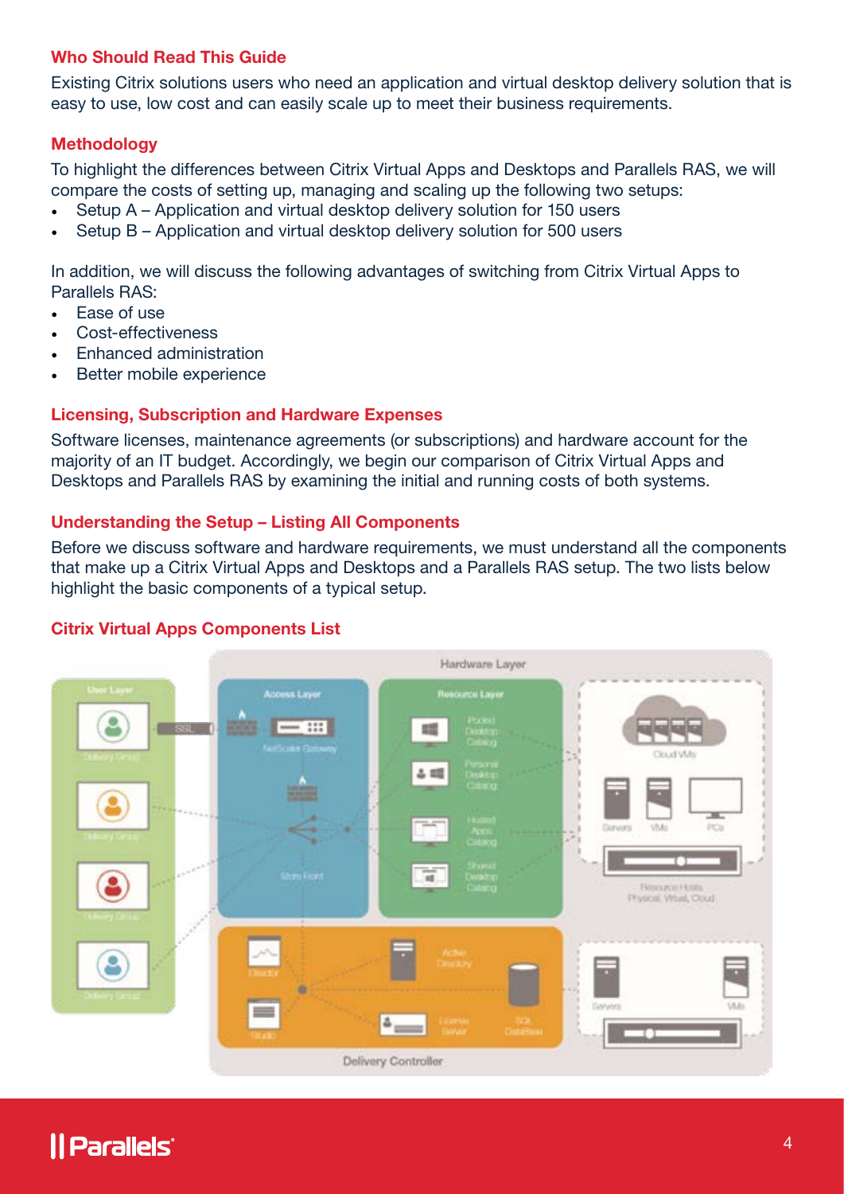### Who Should Read This Guide

Existing Citrix solutions users who need an application and virtual desktop delivery solution that is easy to use, low cost and can easily scale up to meet their business requirements.

### Methodology

To highlight the differences between Citrix Virtual Apps and Desktops and Parallels RAS, we will compare the costs of setting up, managing and scaling up the following two setups:

- Setup A – Application and virtual desktop delivery solution for 150 users
- Setup B – Application and virtual desktop delivery solution for 500 users

In addition, we will discuss the following advantages of switching from Citrix Virtual Apps to Parallels RAS:

- Ease of use
- Cost-effectiveness
- Enhanced administration
- Better mobile experience

### Licensing, Subscription and Hardware Expenses

Software licenses, maintenance agreements (or subscriptions) and hardware account for the majority of an IT budget. Accordingly, we begin our comparison of Citrix Virtual Apps and Desktops and Parallels RAS by examining the initial and running costs of both systems.

### Understanding the Setup – Listing All Components

Before we discuss software and hardware requirements, we must understand all the components that make up a Citrix Virtual Apps and Desktops and a Parallels RAS setup. The two lists below highlight the basic components of a typical setup.

### Citrix Virtual Apps Components List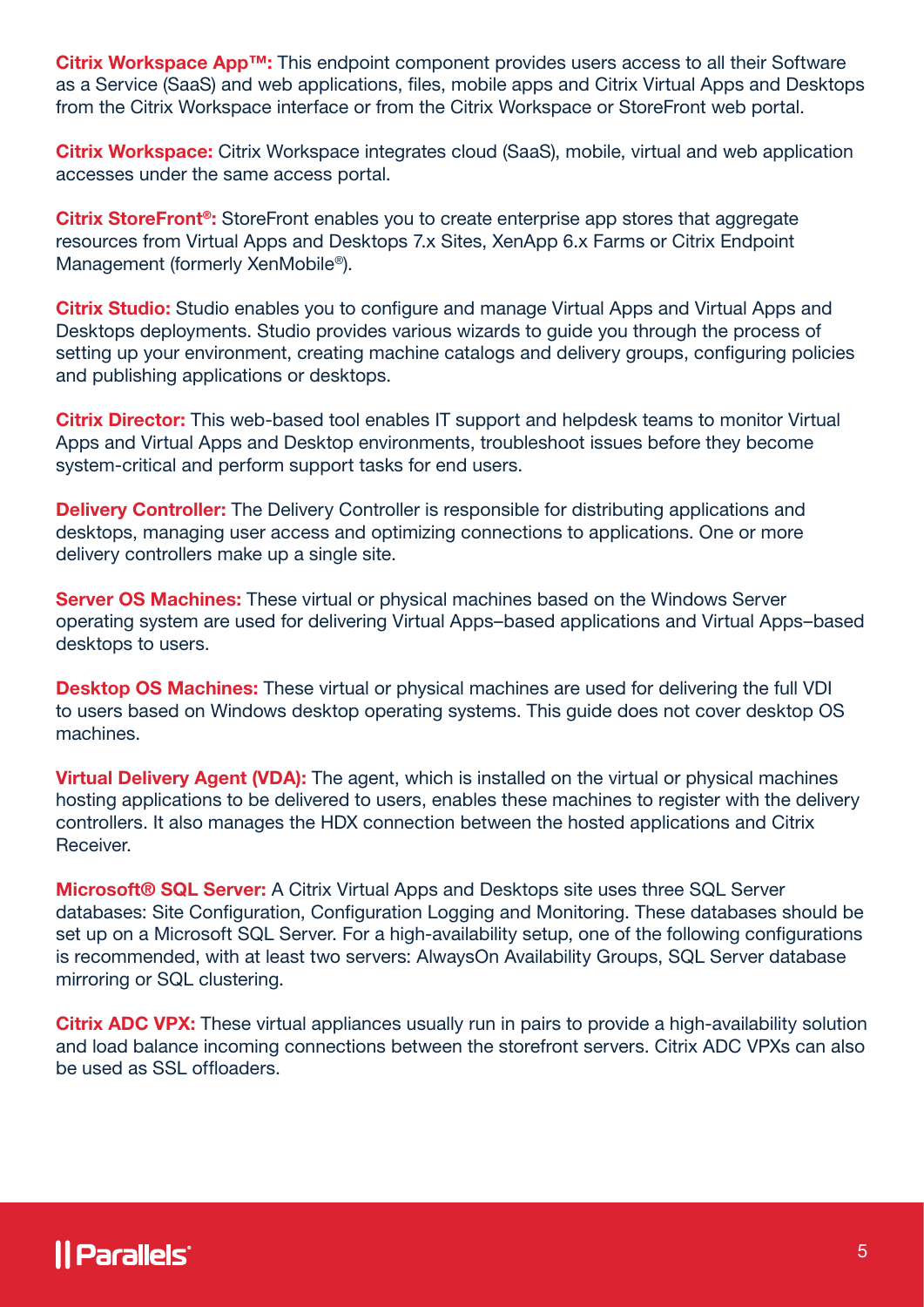**Citrix Workspace App™:** This endpoint component provides users access to all their Software as a Service (SaaS) and web applications, files, mobile apps and Citrix Virtual Apps and Desktops from the Citrix Workspace interface or from the Citrix Workspace or StoreFront web portal.

**Citrix Workspace:** Citrix Workspace integrates cloud (SaaS), mobile, virtual and web application accesses under the same access portal.

**Citrix StoreFront®:** StoreFront enables you to create enterprise app stores that aggregate resources from Virtual Apps and Desktops 7.x Sites, XenApp 6.x Farms or Citrix Endpoint Management (formerly XenMobile®).

**Citrix Studio:** Studio enables you to configure and manage Virtual Apps and Virtual Apps and Desktops deployments. Studio provides various wizards to guide you through the process of setting up your environment, creating machine catalogs and delivery groups, configuring policies and publishing applications or desktops.

**Citrix Director:** This web-based tool enables IT support and helpdesk teams to monitor Virtual Apps and Virtual Apps and Desktop environments, troubleshoot issues before they become system-critical and perform support tasks for end users.

**Delivery Controller:** The Delivery Controller is responsible for distributing applications and desktops, managing user access and optimizing connections to applications. One or more delivery controllers make up a single site.

**Server OS Machines:** These virtual or physical machines based on the Windows Server operating system are used for delivering Virtual Apps–based applications and Virtual Apps–based desktops to users.

**Desktop OS Machines:** These virtual or physical machines are used for delivering the full VDI to users based on Windows desktop operating systems. This guide does not cover desktop OS machines.

**Virtual Delivery Agent (VDA):** The agent, which is installed on the virtual or physical machines hosting applications to be delivered to users, enables these machines to register with the delivery controllers. It also manages the HDX connection between the hosted applications and Citrix Receiver.

**Microsoft® SQL Server:** A Citrix Virtual Apps and Desktops site uses three SQL Server databases: Site Configuration, Configuration Logging and Monitoring. These databases should be set up on a Microsoft SQL Server. For a high-availability setup, one of the following configurations is recommended, with at least two servers: AlwaysOn Availability Groups, SQL Server database mirroring or SQL clustering.

**Citrix ADC VPX:** These virtual appliances usually run in pairs to provide a high-availability solution and load balance incoming connections between the storefront servers. Citrix ADC VPXs can also be used as SSL offloaders.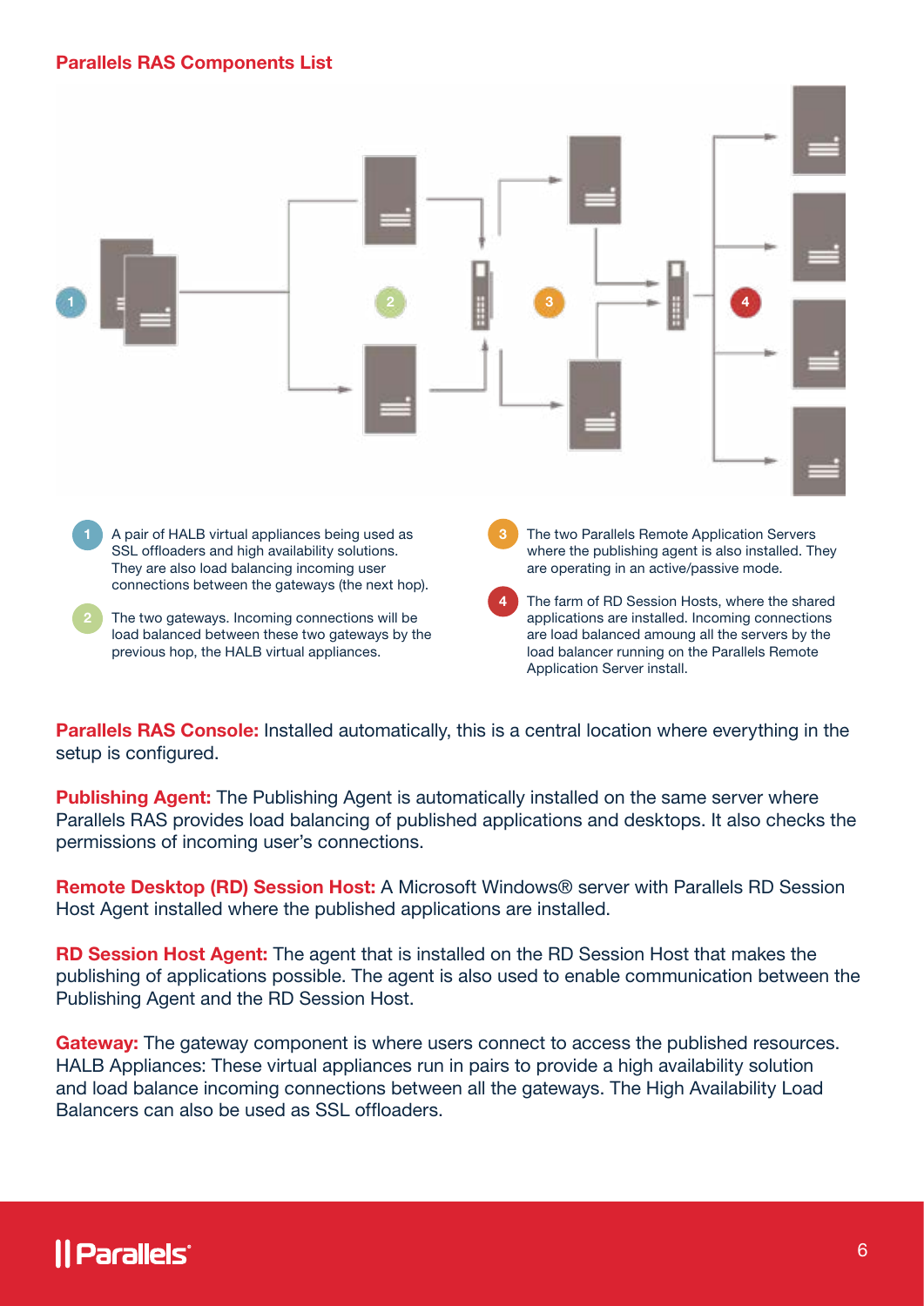## Parallels RAS Components List

1. A pair of HALB virtual appliances being used as SSL offloaders and high availability solutions. They are also load balancing incoming user connections between the gateways (the next hop).
2. The two gateways. Incoming connections will be load balanced between these two gateways by the previous hop, the HALB virtual appliances.
3. The two Parallels Remote Application Servers where the publishing agent is also installed. They are operating in an active/passive mode.
4. The farm of RD Session Hosts, where the shared applications are installed. Incoming connections are load balanced amoung all the servers by the load balancer running on the Parallels Remote Application Server install.

**Parallels RAS Console:** Installed automatically, this is a central location where everything in the setup is configured.

**Publishing Agent:** The Publishing Agent is automatically installed on the same server where Parallels RAS provides load balancing of published applications and desktops. It also checks the permissions of incoming user's connections.

**Remote Desktop (RD) Session Host:** A Microsoft Windows® server with Parallels RD Session Host Agent installed where the published applications are installed.

**RD Session Host Agent:** The agent that is installed on the RD Session Host that makes the publishing of applications possible. The agent is also used to enable communication between the Publishing Agent and the RD Session Host.

**Gateway:** The gateway component is where users connect to access the published resources. HALB Appliances: These virtual appliances run in pairs to provide a high availability solution and load balance incoming connections between all the gateways. The High Availability Load Balancers can also be used as SSL offloaders.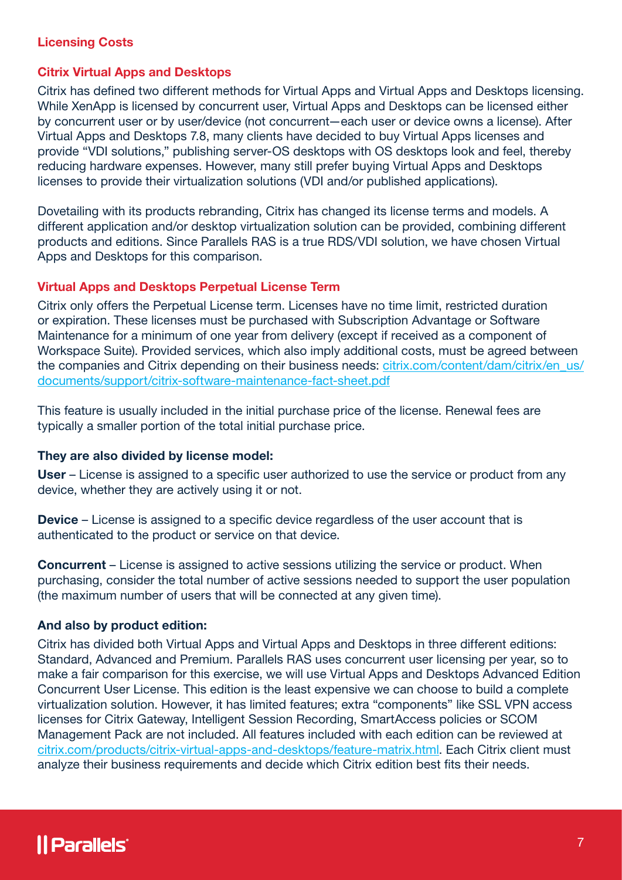## Licensing Costs

### Citrix Virtual Apps and Desktops

Citrix has defined two different methods for Virtual Apps and Virtual Apps and Desktops licensing. While XenApp is licensed by concurrent user, Virtual Apps and Desktops can be licensed either by concurrent user or by user/device (not concurrent—each user or device owns a license). After Virtual Apps and Desktops 7.8, many clients have decided to buy Virtual Apps licenses and provide "VDI solutions," publishing server-OS desktops with OS desktops look and feel, thereby reducing hardware expenses. However, many still prefer buying Virtual Apps and Desktops licenses to provide their virtualization solutions (VDI and/or published applications).

Dovetailing with its products rebranding, Citrix has changed its license terms and models. A different application and/or desktop virtualization solution can be provided, combining different products and editions. Since Parallels RAS is a true RDS/VDI solution, we have chosen Virtual Apps and Desktops for this comparison.

### Virtual Apps and Desktops Perpetual License Term

Citrix only offers the Perpetual License term. Licenses have no time limit, restricted duration or expiration. These licenses must be purchased with Subscription Advantage or Software Maintenance for a minimum of one year from delivery (except if received as a component of Workspace Suite). Provided services, which also imply additional costs, must be agreed between the companies and Citrix depending on their business needs: citrix.com/content/dam/citrix/en_us/documents/support/citrix-software-maintenance-fact-sheet.pdf

This feature is usually included in the initial purchase price of the license. Renewal fees are typically a smaller portion of the total initial purchase price.

**They are also divided by license model:**

**User** – License is assigned to a specific user authorized to use the service or product from any device, whether they are actively using it or not.

**Device** – License is assigned to a specific device regardless of the user account that is authenticated to the product or service on that device.

**Concurrent** – License is assigned to active sessions utilizing the service or product. When purchasing, consider the total number of active sessions needed to support the user population (the maximum number of users that will be connected at any given time).

**And also by product edition:**

Citrix has divided both Virtual Apps and Virtual Apps and Desktops in three different editions: Standard, Advanced and Premium. Parallels RAS uses concurrent user licensing per year, so to make a fair comparison for this exercise, we will use Virtual Apps and Desktops Advanced Edition Concurrent User License. This edition is the least expensive we can choose to build a complete virtualization solution. However, it has limited features; extra "components" like SSL VPN access licenses for Citrix Gateway, Intelligent Session Recording, SmartAccess policies or SCOM Management Pack are not included. All features included with each edition can be reviewed at citrix.com/products/citrix-virtual-apps-and-desktops/feature-matrix.html. Each Citrix client must analyze their business requirements and decide which Citrix edition best fits their needs.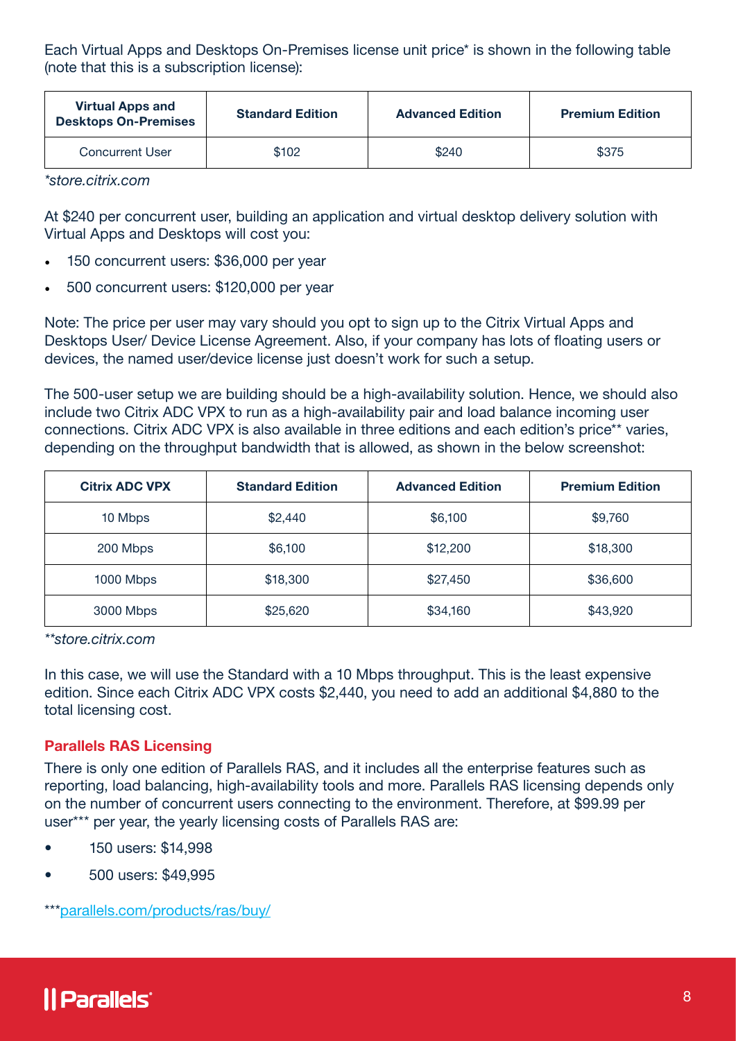Each Virtual Apps and Desktops On-Premises license unit price* is shown in the following table (note that this is a subscription license):

| Virtual Apps and Desktops On-Premises | Standard Edition | Advanced Edition | Premium Edition |
| --- | --- | --- | --- |
| Concurrent User | $102 | $240 | $375 |

*\*store.citrix.com*

At $240 per concurrent user, building an application and virtual desktop delivery solution with Virtual Apps and Desktops will cost you:

- 150 concurrent users: $36,000 per year
- 500 concurrent users: $120,000 per year

Note: The price per user may vary should you opt to sign up to the Citrix Virtual Apps and Desktops User/ Device License Agreement. Also, if your company has lots of floating users or devices, the named user/device license just doesn't work for such a setup.

The 500-user setup we are building should be a high-availability solution. Hence, we should also include two Citrix ADC VPX to run as a high-availability pair and load balance incoming user connections. Citrix ADC VPX is also available in three editions and each edition's price** varies, depending on the throughput bandwidth that is allowed, as shown in the below screenshot:

| Citrix ADC VPX | Standard Edition | Advanced Edition | Premium Edition |
| --- | --- | --- | --- |
| 10 Mbps | $2,440 | $6,100 | $9,760 |
| 200 Mbps | $6,100 | $12,200 | $18,300 |
| 1000 Mbps | $18,300 | $27,450 | $36,600 |
| 3000 Mbps | $25,620 | $34,160 | $43,920 |

*\*\*store.citrix.com*

In this case, we will use the Standard with a 10 Mbps throughput. This is the least expensive edition. Since each Citrix ADC VPX costs $2,440, you need to add an additional $4,880 to the total licensing cost.

### Parallels RAS Licensing

There is only one edition of Parallels RAS, and it includes all the enterprise features such as reporting, load balancing, high-availability tools and more. Parallels RAS licensing depends only on the number of concurrent users connecting to the environment. Therefore, at $99.99 per user*** per year, the yearly licensing costs of Parallels RAS are:

- 150 users: $14,998
- 500 users: $49,995

***parallels.com/products/ras/buy/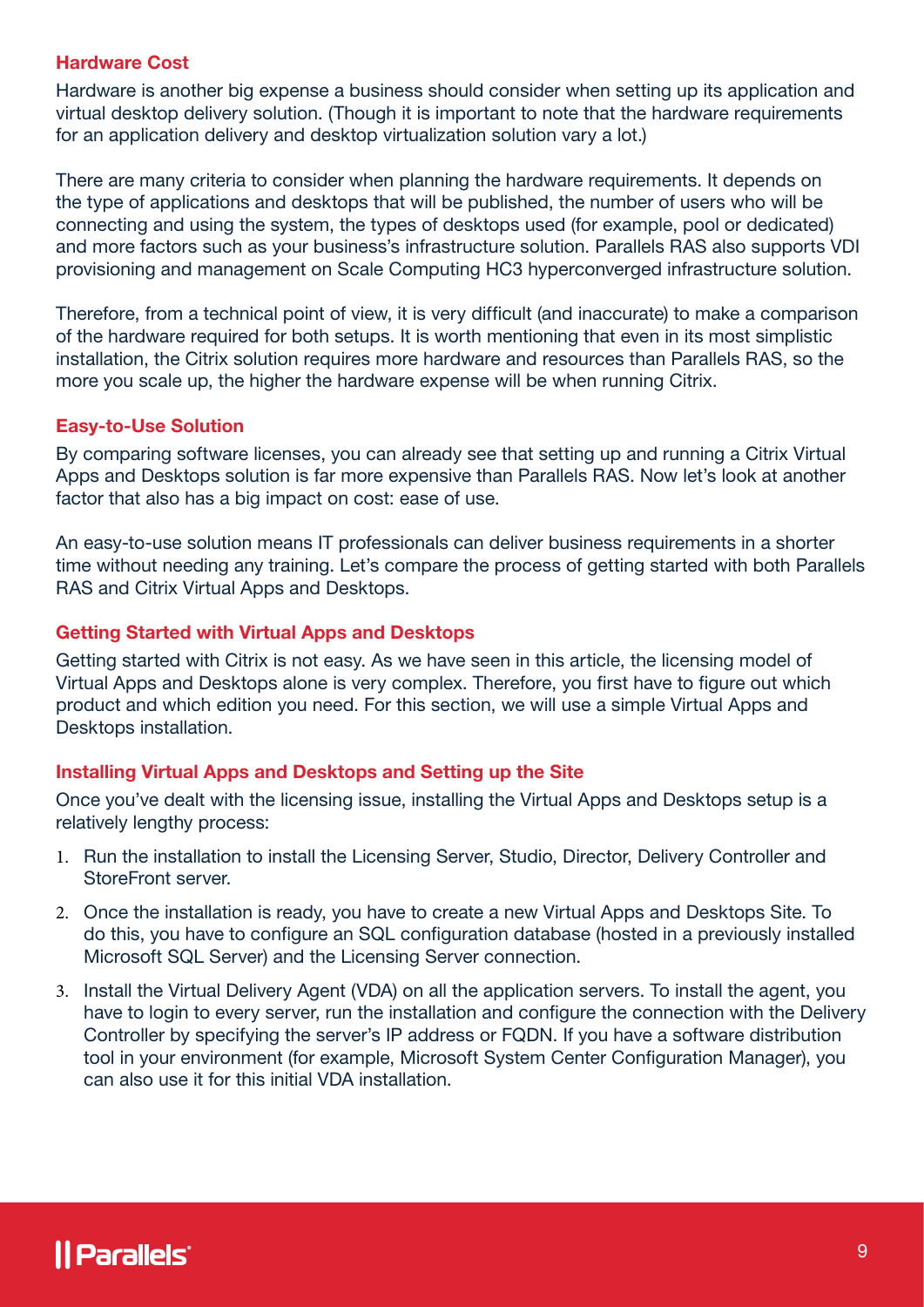### Hardware Cost

Hardware is another big expense a business should consider when setting up its application and virtual desktop delivery solution. (Though it is important to note that the hardware requirements for an application delivery and desktop virtualization solution vary a lot.)

There are many criteria to consider when planning the hardware requirements. It depends on the type of applications and desktops that will be published, the number of users who will be connecting and using the system, the types of desktops used (for example, pool or dedicated) and more factors such as your business's infrastructure solution. Parallels RAS also supports VDI provisioning and management on Scale Computing HC3 hyperconverged infrastructure solution.

Therefore, from a technical point of view, it is very difficult (and inaccurate) to make a comparison of the hardware required for both setups. It is worth mentioning that even in its most simplistic installation, the Citrix solution requires more hardware and resources than Parallels RAS, so the more you scale up, the higher the hardware expense will be when running Citrix.

### Easy-to-Use Solution

By comparing software licenses, you can already see that setting up and running a Citrix Virtual Apps and Desktops solution is far more expensive than Parallels RAS. Now let's look at another factor that also has a big impact on cost: ease of use.

An easy-to-use solution means IT professionals can deliver business requirements in a shorter time without needing any training. Let's compare the process of getting started with both Parallels RAS and Citrix Virtual Apps and Desktops.

### Getting Started with Virtual Apps and Desktops

Getting started with Citrix is not easy. As we have seen in this article, the licensing model of Virtual Apps and Desktops alone is very complex. Therefore, you first have to figure out which product and which edition you need. For this section, we will use a simple Virtual Apps and Desktops installation.

### Installing Virtual Apps and Desktops and Setting up the Site

Once you've dealt with the licensing issue, installing the Virtual Apps and Desktops setup is a relatively lengthy process:

1. Run the installation to install the Licensing Server, Studio, Director, Delivery Controller and StoreFront server.
2. Once the installation is ready, you have to create a new Virtual Apps and Desktops Site. To do this, you have to configure an SQL configuration database (hosted in a previously installed Microsoft SQL Server) and the Licensing Server connection.
3. Install the Virtual Delivery Agent (VDA) on all the application servers. To install the agent, you have to login to every server, run the installation and configure the connection with the Delivery Controller by specifying the server's IP address or FQDN. If you have a software distribution tool in your environment (for example, Microsoft System Center Configuration Manager), you can also use it for this initial VDA installation.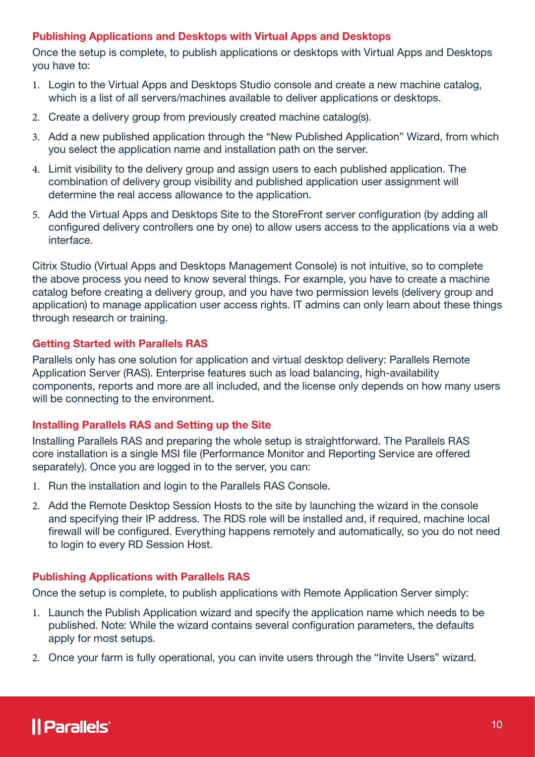### Publishing Applications and Desktops with Virtual Apps and Desktops

Once the setup is complete, to publish applications or desktops with Virtual Apps and Desktops you have to:

1. Login to the Virtual Apps and Desktops Studio console and create a new machine catalog, which is a list of all servers/machines available to deliver applications or desktops.
2. Create a delivery group from previously created machine catalog(s).
3. Add a new published application through the "New Published Application" Wizard, from which you select the application name and installation path on the server.
4. Limit visibility to the delivery group and assign users to each published application. The combination of delivery group visibility and published application user assignment will determine the real access allowance to the application.
5. Add the Virtual Apps and Desktops Site to the StoreFront server configuration (by adding all configured delivery controllers one by one) to allow users access to the applications via a web interface.

Citrix Studio (Virtual Apps and Desktops Management Console) is not intuitive, so to complete the above process you need to know several things. For example, you have to create a machine catalog before creating a delivery group, and you have two permission levels (delivery group and application) to manage application user access rights. IT admins can only learn about these things through research or training.

### Getting Started with Parallels RAS

Parallels only has one solution for application and virtual desktop delivery: Parallels Remote Application Server (RAS). Enterprise features such as load balancing, high-availability components, reports and more are all included, and the license only depends on how many users will be connecting to the environment.

### Installing Parallels RAS and Setting up the Site

Installing Parallels RAS and preparing the whole setup is straightforward. The Parallels RAS core installation is a single MSI file (Performance Monitor and Reporting Service are offered separately). Once you are logged in to the server, you can:

1. Run the installation and login to the Parallels RAS Console.
2. Add the Remote Desktop Session Hosts to the site by launching the wizard in the console and specifying their IP address. The RDS role will be installed and, if required, machine local firewall will be configured. Everything happens remotely and automatically, so you do not need to login to every RD Session Host.

### Publishing Applications with Parallels RAS

Once the setup is complete, to publish applications with Remote Application Server simply:

1. Launch the Publish Application wizard and specify the application name which needs to be published. Note: While the wizard contains several configuration parameters, the defaults apply for most setups.
2. Once your farm is fully operational, you can invite users through the "Invite Users" wizard.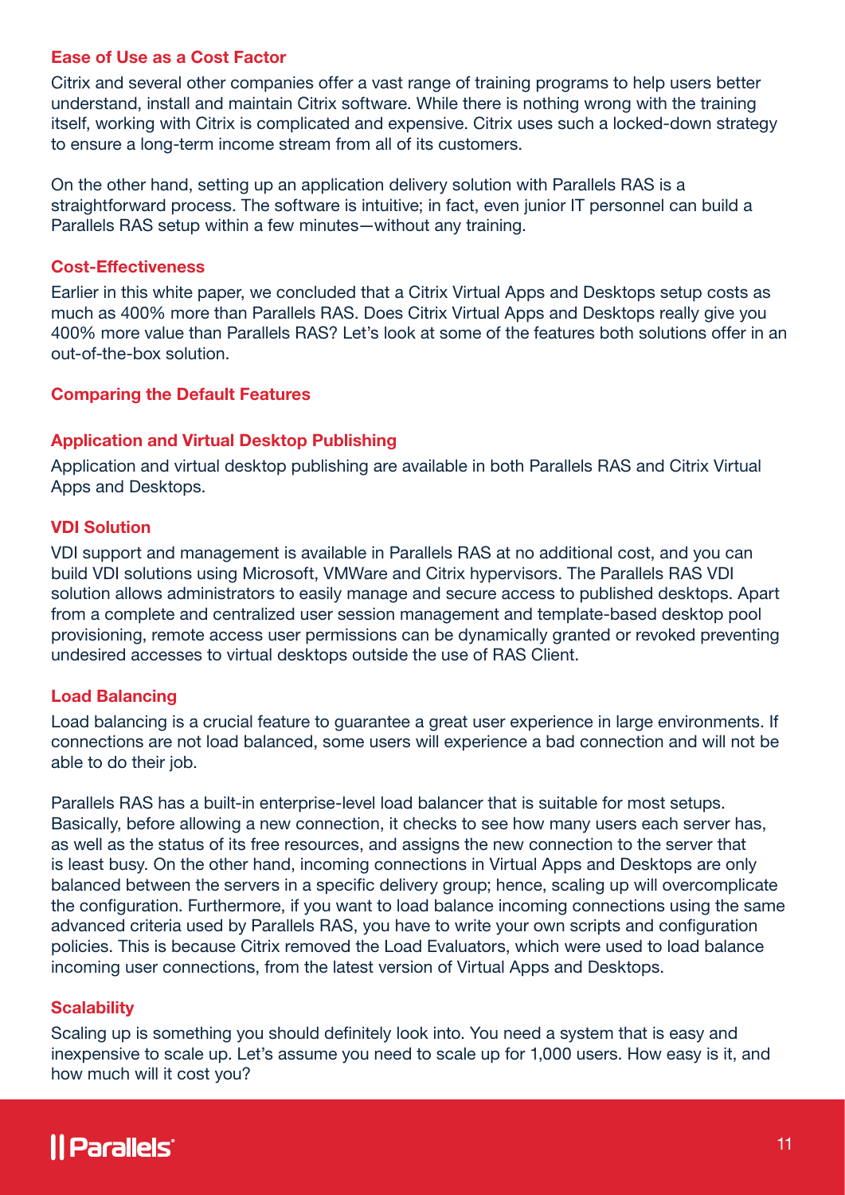### Ease of Use as a Cost Factor

Citrix and several other companies offer a vast range of training programs to help users better understand, install and maintain Citrix software. While there is nothing wrong with the training itself, working with Citrix is complicated and expensive. Citrix uses such a locked-down strategy to ensure a long-term income stream from all of its customers.

On the other hand, setting up an application delivery solution with Parallels RAS is a straightforward process. The software is intuitive; in fact, even junior IT personnel can build a Parallels RAS setup within a few minutes—without any training.

### Cost-Effectiveness

Earlier in this white paper, we concluded that a Citrix Virtual Apps and Desktops setup costs as much as 400% more than Parallels RAS. Does Citrix Virtual Apps and Desktops really give you 400% more value than Parallels RAS? Let's look at some of the features both solutions offer in an out-of-the-box solution.

### Comparing the Default Features

### Application and Virtual Desktop Publishing

Application and virtual desktop publishing are available in both Parallels RAS and Citrix Virtual Apps and Desktops.

### VDI Solution

VDI support and management is available in Parallels RAS at no additional cost, and you can build VDI solutions using Microsoft, VMWare and Citrix hypervisors. The Parallels RAS VDI solution allows administrators to easily manage and secure access to published desktops. Apart from a complete and centralized user session management and template-based desktop pool provisioning, remote access user permissions can be dynamically granted or revoked preventing undesired accesses to virtual desktops outside the use of RAS Client.

### Load Balancing

Load balancing is a crucial feature to guarantee a great user experience in large environments. If connections are not load balanced, some users will experience a bad connection and will not be able to do their job.

Parallels RAS has a built-in enterprise-level load balancer that is suitable for most setups. Basically, before allowing a new connection, it checks to see how many users each server has, as well as the status of its free resources, and assigns the new connection to the server that is least busy. On the other hand, incoming connections in Virtual Apps and Desktops are only balanced between the servers in a specific delivery group; hence, scaling up will overcomplicate the configuration. Furthermore, if you want to load balance incoming connections using the same advanced criteria used by Parallels RAS, you have to write your own scripts and configuration policies. This is because Citrix removed the Load Evaluators, which were used to load balance incoming user connections, from the latest version of Virtual Apps and Desktops.

### Scalability

Scaling up is something you should definitely look into. You need a system that is easy and inexpensive to scale up. Let's assume you need to scale up for 1,000 users. How easy is it, and how much will it cost you?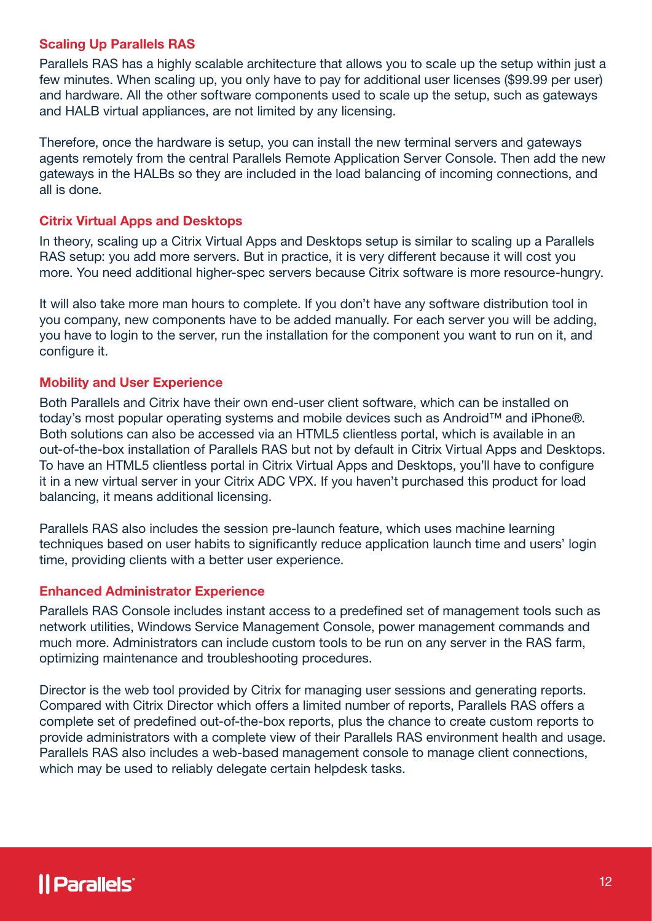### Scaling Up Parallels RAS

Parallels RAS has a highly scalable architecture that allows you to scale up the setup within just a few minutes. When scaling up, you only have to pay for additional user licenses ($99.99 per user) and hardware. All the other software components used to scale up the setup, such as gateways and HALB virtual appliances, are not limited by any licensing.

Therefore, once the hardware is setup, you can install the new terminal servers and gateways agents remotely from the central Parallels Remote Application Server Console. Then add the new gateways in the HALBs so they are included in the load balancing of incoming connections, and all is done.

### Citrix Virtual Apps and Desktops

In theory, scaling up a Citrix Virtual Apps and Desktops setup is similar to scaling up a Parallels RAS setup: you add more servers. But in practice, it is very different because it will cost you more. You need additional higher-spec servers because Citrix software is more resource-hungry.

It will also take more man hours to complete. If you don't have any software distribution tool in you company, new components have to be added manually. For each server you will be adding, you have to login to the server, run the installation for the component you want to run on it, and configure it.

### Mobility and User Experience

Both Parallels and Citrix have their own end-user client software, which can be installed on today's most popular operating systems and mobile devices such as Android™ and iPhone®. Both solutions can also be accessed via an HTML5 clientless portal, which is available in an out-of-the-box installation of Parallels RAS but not by default in Citrix Virtual Apps and Desktops. To have an HTML5 clientless portal in Citrix Virtual Apps and Desktops, you'll have to configure it in a new virtual server in your Citrix ADC VPX. If you haven't purchased this product for load balancing, it means additional licensing.

Parallels RAS also includes the session pre-launch feature, which uses machine learning techniques based on user habits to significantly reduce application launch time and users' login time, providing clients with a better user experience.

### Enhanced Administrator Experience

Parallels RAS Console includes instant access to a predefined set of management tools such as network utilities, Windows Service Management Console, power management commands and much more. Administrators can include custom tools to be run on any server in the RAS farm, optimizing maintenance and troubleshooting procedures.

Director is the web tool provided by Citrix for managing user sessions and generating reports. Compared with Citrix Director which offers a limited number of reports, Parallels RAS offers a complete set of predefined out-of-the-box reports, plus the chance to create custom reports to provide administrators with a complete view of their Parallels RAS environment health and usage. Parallels RAS also includes a web-based management console to manage client connections, which may be used to reliably delegate certain helpdesk tasks.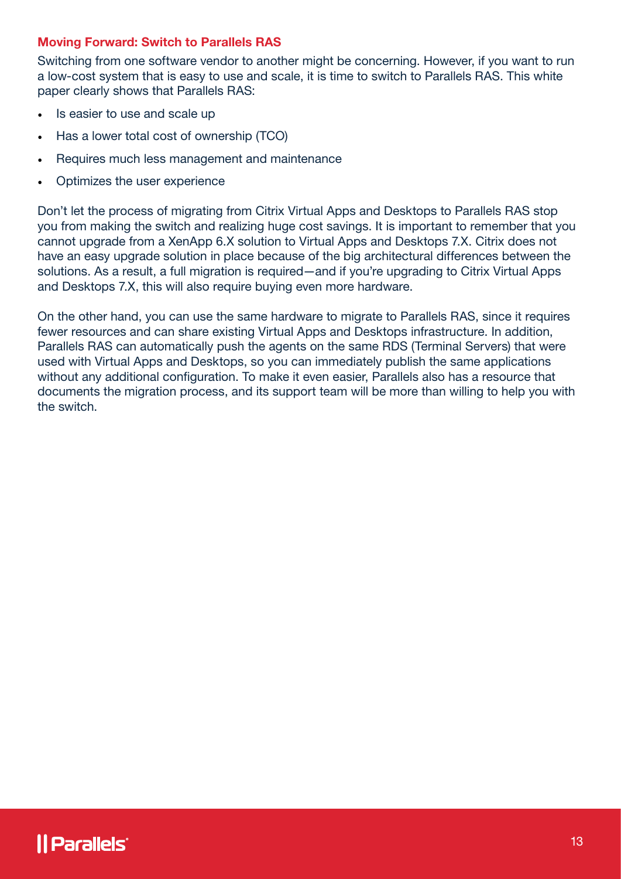## Moving Forward: Switch to Parallels RAS

Switching from one software vendor to another might be concerning. However, if you want to run a low-cost system that is easy to use and scale, it is time to switch to Parallels RAS. This white paper clearly shows that Parallels RAS:

- Is easier to use and scale up
- Has a lower total cost of ownership (TCO)
- Requires much less management and maintenance
- Optimizes the user experience

Don't let the process of migrating from Citrix Virtual Apps and Desktops to Parallels RAS stop you from making the switch and realizing huge cost savings. It is important to remember that you cannot upgrade from a XenApp 6.X solution to Virtual Apps and Desktops 7.X. Citrix does not have an easy upgrade solution in place because of the big architectural differences between the solutions. As a result, a full migration is required—and if you're upgrading to Citrix Virtual Apps and Desktops 7.X, this will also require buying even more hardware.

On the other hand, you can use the same hardware to migrate to Parallels RAS, since it requires fewer resources and can share existing Virtual Apps and Desktops infrastructure. In addition, Parallels RAS can automatically push the agents on the same RDS (Terminal Servers) that were used with Virtual Apps and Desktops, so you can immediately publish the same applications without any additional configuration. To make it even easier, Parallels also has a resource that documents the migration process, and its support team will be more than willing to help you with the switch.